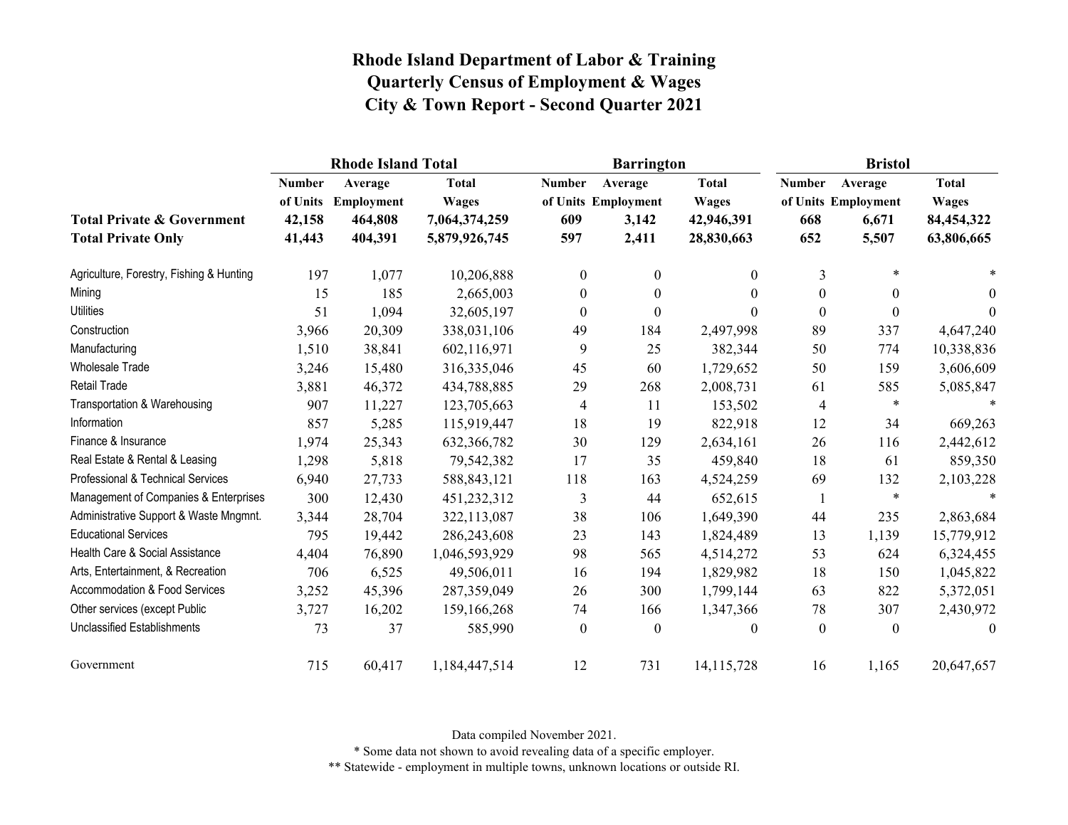# Rhode Island Department of Labor & Training
# Quarterly Census of Employment & Wages
# City & Town Report - Second Quarter 2021

| | Rhode Island Total | | | Barrington | | | Bristol | | |
|---|---|---|---|---|---|---|---|---|---|
| | Number of Units | Average Employment | Total Wages | Number of Units | Average Employment | Total Wages | Number of Units | Average Employment | Total Wages |
| **Total Private & Government** | **42,158** | **464,808** | **7,064,374,259** | **609** | **3,142** | **42,946,391** | **668** | **6,671** | **84,454,322** |
| **Total Private Only** | **41,443** | **404,391** | **5,879,926,745** | **597** | **2,411** | **28,830,663** | **652** | **5,507** | **63,806,665** |
| Agriculture, Forestry, Fishing & Hunting | 197 | 1,077 | 10,206,888 | 0 | 0 | 0 | 3 | * | * |
| Mining | 15 | 185 | 2,665,003 | 0 | 0 | 0 | 0 | 0 | 0 |
| Utilities | 51 | 1,094 | 32,605,197 | 0 | 0 | 0 | 0 | 0 | 0 |
| Construction | 3,966 | 20,309 | 338,031,106 | 49 | 184 | 2,497,998 | 89 | 337 | 4,647,240 |
| Manufacturing | 1,510 | 38,841 | 602,116,971 | 9 | 25 | 382,344 | 50 | 774 | 10,338,836 |
| Wholesale Trade | 3,246 | 15,480 | 316,335,046 | 45 | 60 | 1,729,652 | 50 | 159 | 3,606,609 |
| Retail Trade | 3,881 | 46,372 | 434,788,885 | 29 | 268 | 2,008,731 | 61 | 585 | 5,085,847 |
| Transportation & Warehousing | 907 | 11,227 | 123,705,663 | 4 | 11 | 153,502 | 4 | * | * |
| Information | 857 | 5,285 | 115,919,447 | 18 | 19 | 822,918 | 12 | 34 | 669,263 |
| Finance & Insurance | 1,974 | 25,343 | 632,366,782 | 30 | 129 | 2,634,161 | 26 | 116 | 2,442,612 |
| Real Estate & Rental & Leasing | 1,298 | 5,818 | 79,542,382 | 17 | 35 | 459,840 | 18 | 61 | 859,350 |
| Professional & Technical Services | 6,940 | 27,733 | 588,843,121 | 118 | 163 | 4,524,259 | 69 | 132 | 2,103,228 |
| Management of Companies & Enterprises | 300 | 12,430 | 451,232,312 | 3 | 44 | 652,615 | 1 | * | * |
| Administrative Support & Waste Mngmnt. | 3,344 | 28,704 | 322,113,087 | 38 | 106 | 1,649,390 | 44 | 235 | 2,863,684 |
| Educational Services | 795 | 19,442 | 286,243,608 | 23 | 143 | 1,824,489 | 13 | 1,139 | 15,779,912 |
| Health Care & Social Assistance | 4,404 | 76,890 | 1,046,593,929 | 98 | 565 | 4,514,272 | 53 | 624 | 6,324,455 |
| Arts, Entertainment, & Recreation | 706 | 6,525 | 49,506,011 | 16 | 194 | 1,829,982 | 18 | 150 | 1,045,822 |
| Accommodation & Food Services | 3,252 | 45,396 | 287,359,049 | 26 | 300 | 1,799,144 | 63 | 822 | 5,372,051 |
| Other services (except Public | 3,727 | 16,202 | 159,166,268 | 74 | 166 | 1,347,366 | 78 | 307 | 2,430,972 |
| Unclassified Establishments | 73 | 37 | 585,990 | 0 | 0 | 0 | 0 | 0 | 0 |
| Government | 715 | 60,417 | 1,184,447,514 | 12 | 731 | 14,115,728 | 16 | 1,165 | 20,647,657 |

Data compiled November 2021.

* Some data not shown to avoid revealing data of a specific employer.

** Statewide - employment in multiple towns, unknown locations or outside RI.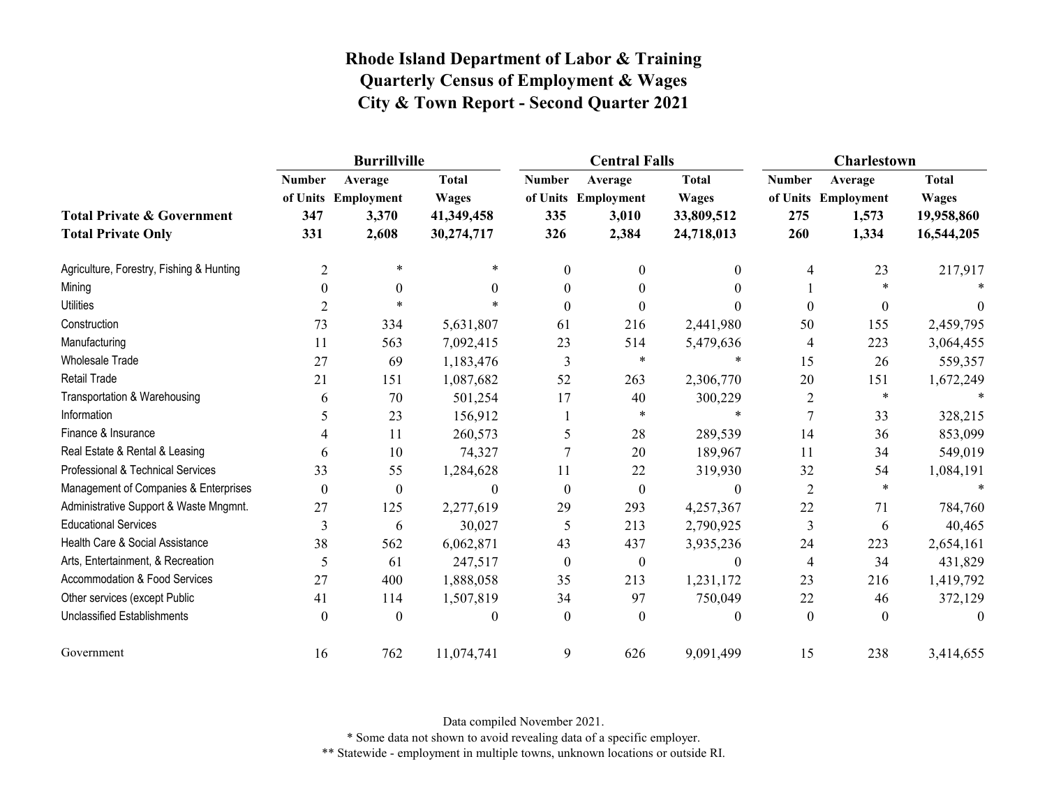# Rhode Island Department of Labor & Training
## Quarterly Census of Employment & Wages
## City & Town Report - Second Quarter 2021

| | Burrillville | | | Central Falls | | | Charlestown | | |
|---|---|---|---|---|---|---|---|---|---|
| | Number of Units | Average Employment | Total Wages | Number of Units | Average Employment | Total Wages | Number of Units | Average Employment | Total Wages |
| **Total Private & Government** | **347** | **3,370** | **41,349,458** | **335** | **3,010** | **33,809,512** | **275** | **1,573** | **19,958,860** |
| **Total Private Only** | **331** | **2,608** | **30,274,717** | **326** | **2,384** | **24,718,013** | **260** | **1,334** | **16,544,205** |
| Agriculture, Forestry, Fishing & Hunting | 2 | * | * | 0 | 0 | 0 | 4 | 23 | 217,917 |
| Mining | 0 | 0 | 0 | 0 | 0 | 0 | 1 | * | * |
| Utilities | 2 | * | * | 0 | 0 | 0 | 0 | 0 | 0 |
| Construction | 73 | 334 | 5,631,807 | 61 | 216 | 2,441,980 | 50 | 155 | 2,459,795 |
| Manufacturing | 11 | 563 | 7,092,415 | 23 | 514 | 5,479,636 | 4 | 223 | 3,064,455 |
| Wholesale Trade | 27 | 69 | 1,183,476 | 3 | * | * | 15 | 26 | 559,357 |
| Retail Trade | 21 | 151 | 1,087,682 | 52 | 263 | 2,306,770 | 20 | 151 | 1,672,249 |
| Transportation & Warehousing | 6 | 70 | 501,254 | 17 | 40 | 300,229 | 2 | * | * |
| Information | 5 | 23 | 156,912 | 1 | * | * | 7 | 33 | 328,215 |
| Finance & Insurance | 4 | 11 | 260,573 | 5 | 28 | 289,539 | 14 | 36 | 853,099 |
| Real Estate & Rental & Leasing | 6 | 10 | 74,327 | 7 | 20 | 189,967 | 11 | 34 | 549,019 |
| Professional & Technical Services | 33 | 55 | 1,284,628 | 11 | 22 | 319,930 | 32 | 54 | 1,084,191 |
| Management of Companies & Enterprises | 0 | 0 | 0 | 0 | 0 | 0 | 2 | * | * |
| Administrative Support & Waste Mngmnt. | 27 | 125 | 2,277,619 | 29 | 293 | 4,257,367 | 22 | 71 | 784,760 |
| Educational Services | 3 | 6 | 30,027 | 5 | 213 | 2,790,925 | 3 | 6 | 40,465 |
| Health Care & Social Assistance | 38 | 562 | 6,062,871 | 43 | 437 | 3,935,236 | 24 | 223 | 2,654,161 |
| Arts, Entertainment, & Recreation | 5 | 61 | 247,517 | 0 | 0 | 0 | 4 | 34 | 431,829 |
| Accommodation & Food Services | 27 | 400 | 1,888,058 | 35 | 213 | 1,231,172 | 23 | 216 | 1,419,792 |
| Other services (except Public | 41 | 114 | 1,507,819 | 34 | 97 | 750,049 | 22 | 46 | 372,129 |
| Unclassified Establishments | 0 | 0 | 0 | 0 | 0 | 0 | 0 | 0 | 0 |
| Government | 16 | 762 | 11,074,741 | 9 | 626 | 9,091,499 | 15 | 238 | 3,414,655 |

Data compiled November 2021.

* Some data not shown to avoid revealing data of a specific employer.

** Statewide - employment in multiple towns, unknown locations or outside RI.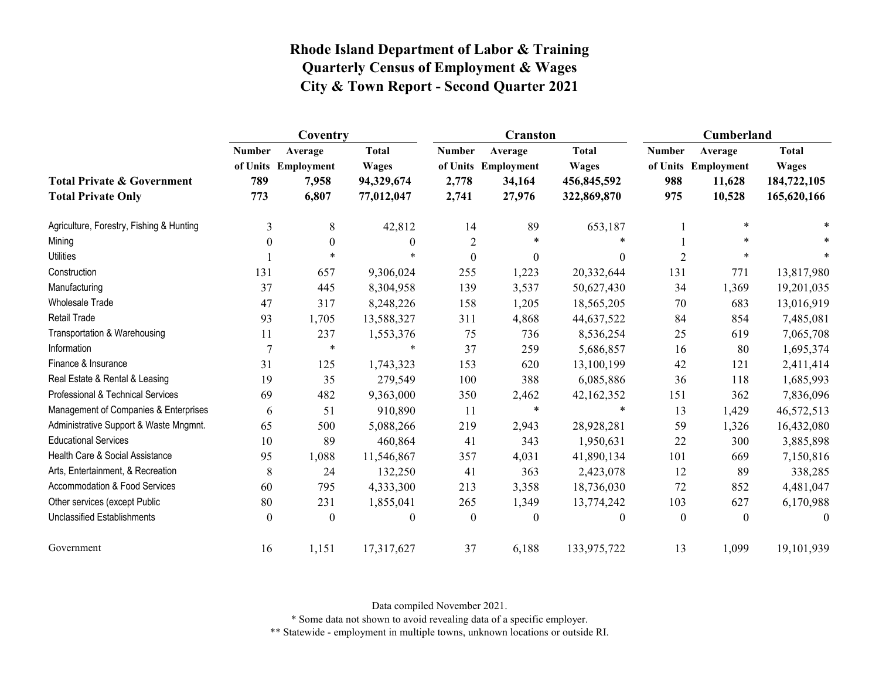# Rhode Island Department of Labor & Training
## Quarterly Census of Employment & Wages
## City & Town Report - Second Quarter 2021

| | Coventry | | | Cranston | | | Cumberland | | |
|---|---|---|---|---|---|---|---|---|---|
| | Number of Units | Average Employment | Total Wages | Number of Units | Average Employment | Total Wages | Number of Units | Average Employment | Total Wages |
| **Total Private & Government** | **789** | **7,958** | **94,329,674** | **2,778** | **34,164** | **456,845,592** | **988** | **11,628** | **184,722,105** |
| **Total Private Only** | **773** | **6,807** | **77,012,047** | **2,741** | **27,976** | **322,869,870** | **975** | **10,528** | **165,620,166** |
| Agriculture, Forestry, Fishing & Hunting | 3 | 8 | 42,812 | 14 | 89 | 653,187 | 1 | * | * |
| Mining | 0 | 0 | 0 | 2 | * | * | 1 | * | * |
| Utilities | 1 | * | * | 0 | 0 | 0 | 2 | * | * |
| Construction | 131 | 657 | 9,306,024 | 255 | 1,223 | 20,332,644 | 131 | 771 | 13,817,980 |
| Manufacturing | 37 | 445 | 8,304,958 | 139 | 3,537 | 50,627,430 | 34 | 1,369 | 19,201,035 |
| Wholesale Trade | 47 | 317 | 8,248,226 | 158 | 1,205 | 18,565,205 | 70 | 683 | 13,016,919 |
| Retail Trade | 93 | 1,705 | 13,588,327 | 311 | 4,868 | 44,637,522 | 84 | 854 | 7,485,081 |
| Transportation & Warehousing | 11 | 237 | 1,553,376 | 75 | 736 | 8,536,254 | 25 | 619 | 7,065,708 |
| Information | 7 | * | * | 37 | 259 | 5,686,857 | 16 | 80 | 1,695,374 |
| Finance & Insurance | 31 | 125 | 1,743,323 | 153 | 620 | 13,100,199 | 42 | 121 | 2,411,414 |
| Real Estate & Rental & Leasing | 19 | 35 | 279,549 | 100 | 388 | 6,085,886 | 36 | 118 | 1,685,993 |
| Professional & Technical Services | 69 | 482 | 9,363,000 | 350 | 2,462 | 42,162,352 | 151 | 362 | 7,836,096 |
| Management of Companies & Enterprises | 6 | 51 | 910,890 | 11 | * | * | 13 | 1,429 | 46,572,513 |
| Administrative Support & Waste Mngmnt. | 65 | 500 | 5,088,266 | 219 | 2,943 | 28,928,281 | 59 | 1,326 | 16,432,080 |
| Educational Services | 10 | 89 | 460,864 | 41 | 343 | 1,950,631 | 22 | 300 | 3,885,898 |
| Health Care & Social Assistance | 95 | 1,088 | 11,546,867 | 357 | 4,031 | 41,890,134 | 101 | 669 | 7,150,816 |
| Arts, Entertainment, & Recreation | 8 | 24 | 132,250 | 41 | 363 | 2,423,078 | 12 | 89 | 338,285 |
| Accommodation & Food Services | 60 | 795 | 4,333,300 | 213 | 3,358 | 18,736,030 | 72 | 852 | 4,481,047 |
| Other services (except Public | 80 | 231 | 1,855,041 | 265 | 1,349 | 13,774,242 | 103 | 627 | 6,170,988 |
| Unclassified Establishments | 0 | 0 | 0 | 0 | 0 | 0 | 0 | 0 | 0 |
| Government | 16 | 1,151 | 17,317,627 | 37 | 6,188 | 133,975,722 | 13 | 1,099 | 19,101,939 |

Data compiled November 2021.

* Some data not shown to avoid revealing data of a specific employer.

** Statewide - employment in multiple towns, unknown locations or outside RI.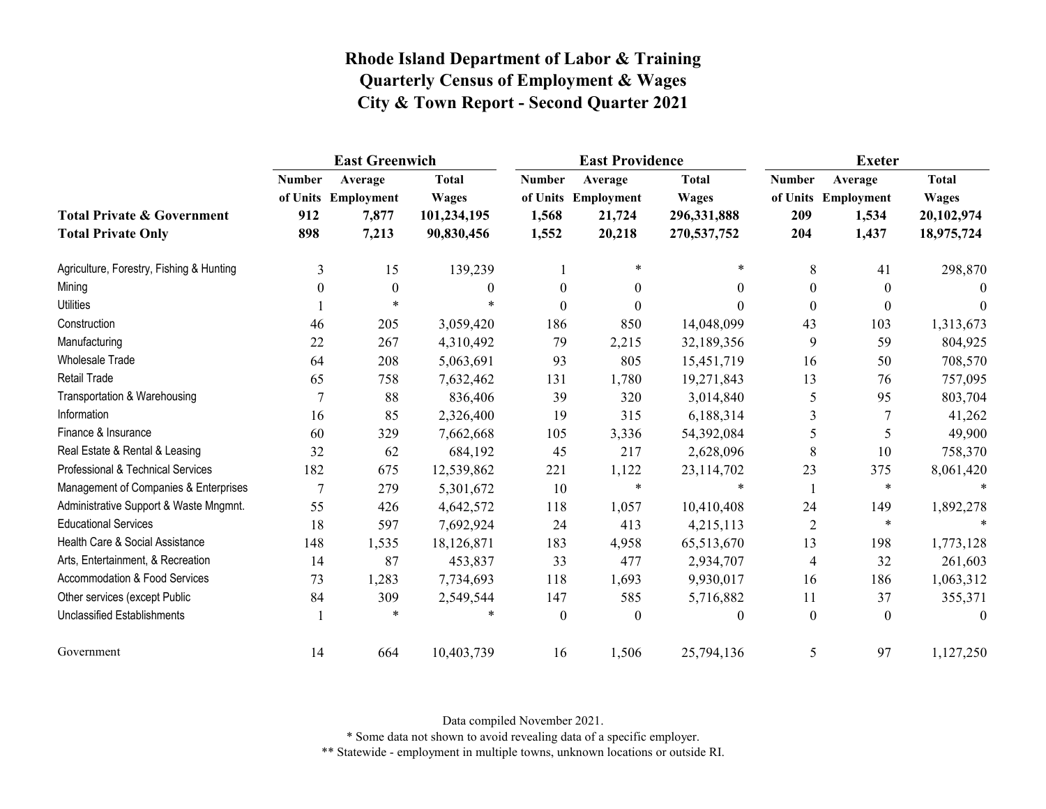# Rhode Island Department of Labor & Training
# Quarterly Census of Employment & Wages
# City & Town Report - Second Quarter 2021

| | East Greenwich | | | East Providence | | | Exeter | | |
|---|---|---|---|---|---|---|---|---|---|
| | Number of Units | Average Employment | Total Wages | Number of Units | Average Employment | Total Wages | Number of Units | Average Employment | Total Wages |
| **Total Private & Government** | **912** | **7,877** | **101,234,195** | **1,568** | **21,724** | **296,331,888** | **209** | **1,534** | **20,102,974** |
| **Total Private Only** | **898** | **7,213** | **90,830,456** | **1,552** | **20,218** | **270,537,752** | **204** | **1,437** | **18,975,724** |
| Agriculture, Forestry, Fishing & Hunting | 3 | 15 | 139,239 | 1 | * | * | 8 | 41 | 298,870 |
| Mining | 0 | 0 | 0 | 0 | 0 | 0 | 0 | 0 | 0 |
| Utilities | 1 | * | * | 0 | 0 | 0 | 0 | 0 | 0 |
| Construction | 46 | 205 | 3,059,420 | 186 | 850 | 14,048,099 | 43 | 103 | 1,313,673 |
| Manufacturing | 22 | 267 | 4,310,492 | 79 | 2,215 | 32,189,356 | 9 | 59 | 804,925 |
| Wholesale Trade | 64 | 208 | 5,063,691 | 93 | 805 | 15,451,719 | 16 | 50 | 708,570 |
| Retail Trade | 65 | 758 | 7,632,462 | 131 | 1,780 | 19,271,843 | 13 | 76 | 757,095 |
| Transportation & Warehousing | 7 | 88 | 836,406 | 39 | 320 | 3,014,840 | 5 | 95 | 803,704 |
| Information | 16 | 85 | 2,326,400 | 19 | 315 | 6,188,314 | 3 | 7 | 41,262 |
| Finance & Insurance | 60 | 329 | 7,662,668 | 105 | 3,336 | 54,392,084 | 5 | 5 | 49,900 |
| Real Estate & Rental & Leasing | 32 | 62 | 684,192 | 45 | 217 | 2,628,096 | 8 | 10 | 758,370 |
| Professional & Technical Services | 182 | 675 | 12,539,862 | 221 | 1,122 | 23,114,702 | 23 | 375 | 8,061,420 |
| Management of Companies & Enterprises | 7 | 279 | 5,301,672 | 10 | * | * | 1 | * | * |
| Administrative Support & Waste Mngmnt. | 55 | 426 | 4,642,572 | 118 | 1,057 | 10,410,408 | 24 | 149 | 1,892,278 |
| Educational Services | 18 | 597 | 7,692,924 | 24 | 413 | 4,215,113 | 2 | * | * |
| Health Care & Social Assistance | 148 | 1,535 | 18,126,871 | 183 | 4,958 | 65,513,670 | 13 | 198 | 1,773,128 |
| Arts, Entertainment, & Recreation | 14 | 87 | 453,837 | 33 | 477 | 2,934,707 | 4 | 32 | 261,603 |
| Accommodation & Food Services | 73 | 1,283 | 7,734,693 | 118 | 1,693 | 9,930,017 | 16 | 186 | 1,063,312 |
| Other services (except Public | 84 | 309 | 2,549,544 | 147 | 585 | 5,716,882 | 11 | 37 | 355,371 |
| Unclassified Establishments | 1 | * | * | 0 | 0 | 0 | 0 | 0 | 0 |
| Government | 14 | 664 | 10,403,739 | 16 | 1,506 | 25,794,136 | 5 | 97 | 1,127,250 |

Data compiled November 2021.

* Some data not shown to avoid revealing data of a specific employer.

** Statewide - employment in multiple towns, unknown locations or outside RI.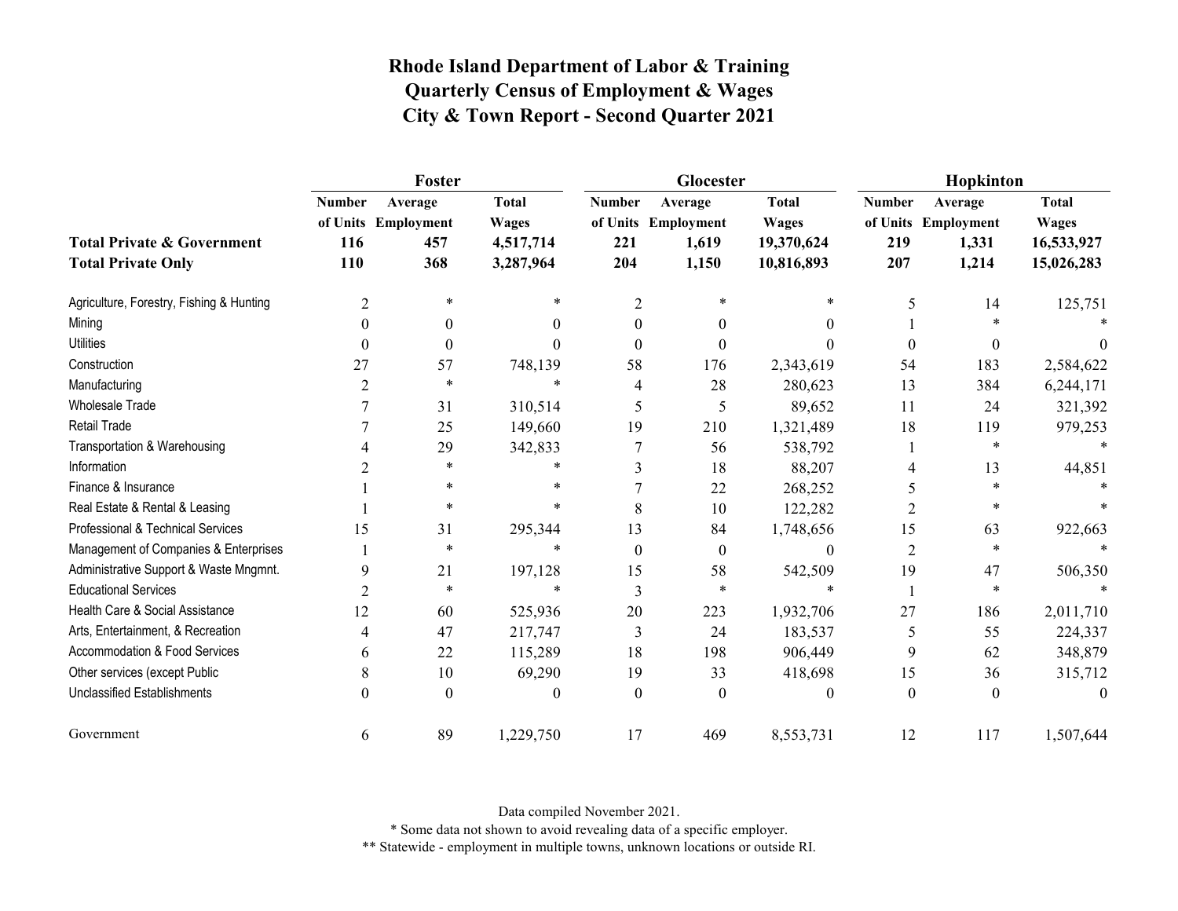# Rhode Island Department of Labor & Training
## Quarterly Census of Employment & Wages
## City & Town Report - Second Quarter 2021

| | Foster | | | Glocester | | | Hopkinton | | |
|---|---|---|---|---|---|---|---|---|---|
| | Number of Units | Average Employment | Total Wages | Number of Units | Average Employment | Total Wages | Number of Units | Average Employment | Total Wages |
| **Total Private & Government** | **116** | **457** | **4,517,714** | **221** | **1,619** | **19,370,624** | **219** | **1,331** | **16,533,927** |
| **Total Private Only** | **110** | **368** | **3,287,964** | **204** | **1,150** | **10,816,893** | **207** | **1,214** | **15,026,283** |
| Agriculture, Forestry, Fishing & Hunting | 2 | * | * | 2 | * | * | 5 | 14 | 125,751 |
| Mining | 0 | 0 | 0 | 0 | 0 | 0 | 1 | * | * |
| Utilities | 0 | 0 | 0 | 0 | 0 | 0 | 0 | 0 | 0 |
| Construction | 27 | 57 | 748,139 | 58 | 176 | 2,343,619 | 54 | 183 | 2,584,622 |
| Manufacturing | 2 | * | * | 4 | 28 | 280,623 | 13 | 384 | 6,244,171 |
| Wholesale Trade | 7 | 31 | 310,514 | 5 | 5 | 89,652 | 11 | 24 | 321,392 |
| Retail Trade | 7 | 25 | 149,660 | 19 | 210 | 1,321,489 | 18 | 119 | 979,253 |
| Transportation & Warehousing | 4 | 29 | 342,833 | 7 | 56 | 538,792 | 1 | * | * |
| Information | 2 | * | * | 3 | 18 | 88,207 | 4 | 13 | 44,851 |
| Finance & Insurance | 1 | * | * | 7 | 22 | 268,252 | 5 | * | * |
| Real Estate & Rental & Leasing | 1 | * | * | 8 | 10 | 122,282 | 2 | * | * |
| Professional & Technical Services | 15 | 31 | 295,344 | 13 | 84 | 1,748,656 | 15 | 63 | 922,663 |
| Management of Companies & Enterprises | 1 | * | * | 0 | 0 | 0 | 2 | * | * |
| Administrative Support & Waste Mngmnt. | 9 | 21 | 197,128 | 15 | 58 | 542,509 | 19 | 47 | 506,350 |
| Educational Services | 2 | * | * | 3 | * | * | 1 | * | * |
| Health Care & Social Assistance | 12 | 60 | 525,936 | 20 | 223 | 1,932,706 | 27 | 186 | 2,011,710 |
| Arts, Entertainment, & Recreation | 4 | 47 | 217,747 | 3 | 24 | 183,537 | 5 | 55 | 224,337 |
| Accommodation & Food Services | 6 | 22 | 115,289 | 18 | 198 | 906,449 | 9 | 62 | 348,879 |
| Other services (except Public | 8 | 10 | 69,290 | 19 | 33 | 418,698 | 15 | 36 | 315,712 |
| Unclassified Establishments | 0 | 0 | 0 | 0 | 0 | 0 | 0 | 0 | 0 |
| Government | 6 | 89 | 1,229,750 | 17 | 469 | 8,553,731 | 12 | 117 | 1,507,644 |

Data compiled November 2021.

* Some data not shown to avoid revealing data of a specific employer.

** Statewide - employment in multiple towns, unknown locations or outside RI.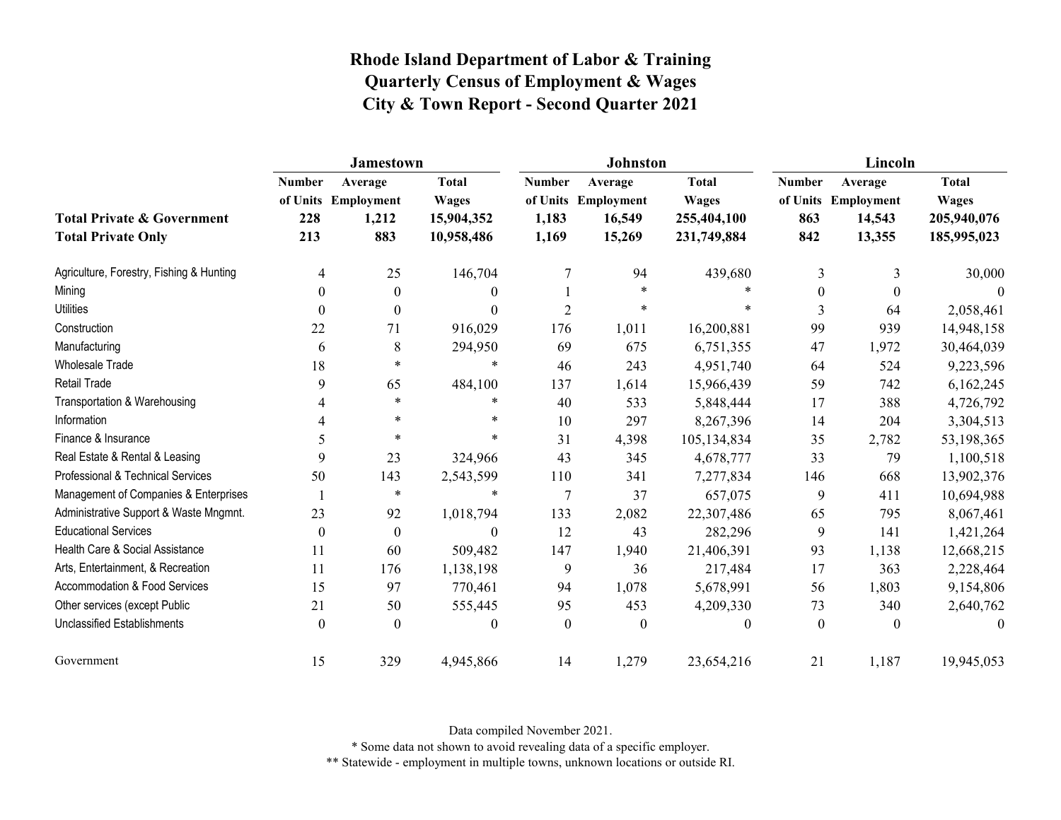# Rhode Island Department of Labor & Training
## Quarterly Census of Employment & Wages
## City & Town Report - Second Quarter 2021

| | Jamestown | | | Johnston | | | Lincoln | | |
|---|---|---|---|---|---|---|---|---|---|
| | Number of Units | Average Employment | Total Wages | Number of Units | Average Employment | Total Wages | Number of Units | Average Employment | Total Wages |
| **Total Private & Government** | **228** | **1,212** | **15,904,352** | **1,183** | **16,549** | **255,404,100** | **863** | **14,543** | **205,940,076** |
| **Total Private Only** | **213** | **883** | **10,958,486** | **1,169** | **15,269** | **231,749,884** | **842** | **13,355** | **185,995,023** |
| Agriculture, Forestry, Fishing & Hunting | 4 | 25 | 146,704 | 7 | 94 | 439,680 | 3 | 3 | 30,000 |
| Mining | 0 | 0 | 0 | 1 | * | * | 0 | 0 | 0 |
| Utilities | 0 | 0 | 0 | 2 | * | * | 3 | 64 | 2,058,461 |
| Construction | 22 | 71 | 916,029 | 176 | 1,011 | 16,200,881 | 99 | 939 | 14,948,158 |
| Manufacturing | 6 | 8 | 294,950 | 69 | 675 | 6,751,355 | 47 | 1,972 | 30,464,039 |
| Wholesale Trade | 18 | * | * | 46 | 243 | 4,951,740 | 64 | 524 | 9,223,596 |
| Retail Trade | 9 | 65 | 484,100 | 137 | 1,614 | 15,966,439 | 59 | 742 | 6,162,245 |
| Transportation & Warehousing | 4 | * | * | 40 | 533 | 5,848,444 | 17 | 388 | 4,726,792 |
| Information | 4 | * | * | 10 | 297 | 8,267,396 | 14 | 204 | 3,304,513 |
| Finance & Insurance | 5 | * | * | 31 | 4,398 | 105,134,834 | 35 | 2,782 | 53,198,365 |
| Real Estate & Rental & Leasing | 9 | 23 | 324,966 | 43 | 345 | 4,678,777 | 33 | 79 | 1,100,518 |
| Professional & Technical Services | 50 | 143 | 2,543,599 | 110 | 341 | 7,277,834 | 146 | 668 | 13,902,376 |
| Management of Companies & Enterprises | 1 | * | * | 7 | 37 | 657,075 | 9 | 411 | 10,694,988 |
| Administrative Support & Waste Mngmnt. | 23 | 92 | 1,018,794 | 133 | 2,082 | 22,307,486 | 65 | 795 | 8,067,461 |
| Educational Services | 0 | 0 | 0 | 12 | 43 | 282,296 | 9 | 141 | 1,421,264 |
| Health Care & Social Assistance | 11 | 60 | 509,482 | 147 | 1,940 | 21,406,391 | 93 | 1,138 | 12,668,215 |
| Arts, Entertainment, & Recreation | 11 | 176 | 1,138,198 | 9 | 36 | 217,484 | 17 | 363 | 2,228,464 |
| Accommodation & Food Services | 15 | 97 | 770,461 | 94 | 1,078 | 5,678,991 | 56 | 1,803 | 9,154,806 |
| Other services (except Public | 21 | 50 | 555,445 | 95 | 453 | 4,209,330 | 73 | 340 | 2,640,762 |
| Unclassified Establishments | 0 | 0 | 0 | 0 | 0 | 0 | 0 | 0 | 0 |
| Government | 15 | 329 | 4,945,866 | 14 | 1,279 | 23,654,216 | 21 | 1,187 | 19,945,053 |

Data compiled November 2021.

* Some data not shown to avoid revealing data of a specific employer.

** Statewide - employment in multiple towns, unknown locations or outside RI.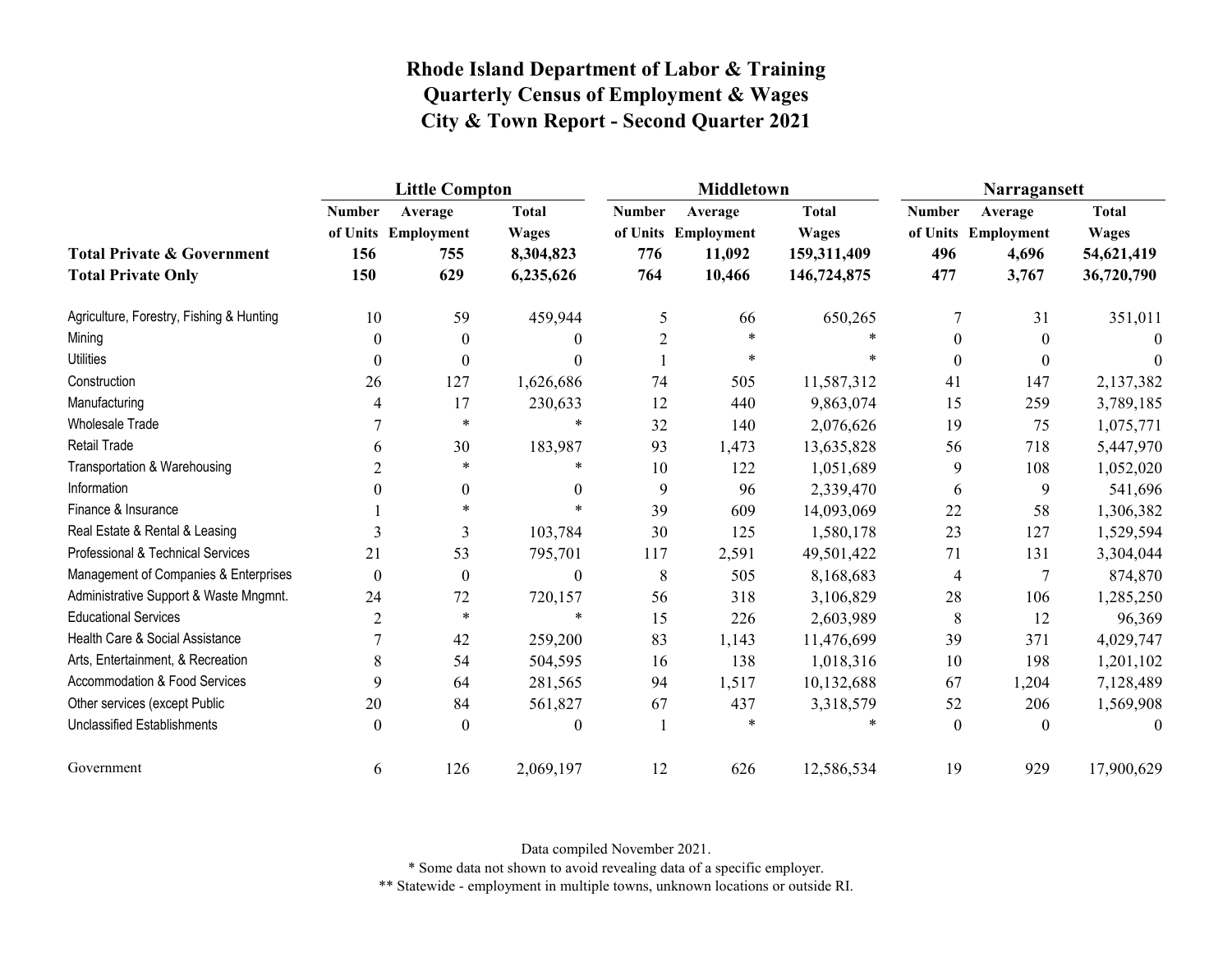# Rhode Island Department of Labor & Training
## Quarterly Census of Employment & Wages
## City & Town Report - Second Quarter 2021

| | Little Compton | | | Middletown | | | Narragansett | | |
|---|---|---|---|---|---|---|---|---|---|
| | Number of Units | Average Employment | Total Wages | Number of Units | Average Employment | Total Wages | Number of Units | Average Employment | Total Wages |
| **Total Private & Government** | **156** | **755** | **8,304,823** | **776** | **11,092** | **159,311,409** | **496** | **4,696** | **54,621,419** |
| **Total Private Only** | **150** | **629** | **6,235,626** | **764** | **10,466** | **146,724,875** | **477** | **3,767** | **36,720,790** |
| Agriculture, Forestry, Fishing & Hunting | 10 | 59 | 459,944 | 5 | 66 | 650,265 | 7 | 31 | 351,011 |
| Mining | 0 | 0 | 0 | 2 | * | * | 0 | 0 | 0 |
| Utilities | 0 | 0 | 0 | 1 | * | * | 0 | 0 | 0 |
| Construction | 26 | 127 | 1,626,686 | 74 | 505 | 11,587,312 | 41 | 147 | 2,137,382 |
| Manufacturing | 4 | 17 | 230,633 | 12 | 440 | 9,863,074 | 15 | 259 | 3,789,185 |
| Wholesale Trade | 7 | * | * | 32 | 140 | 2,076,626 | 19 | 75 | 1,075,771 |
| Retail Trade | 6 | 30 | 183,987 | 93 | 1,473 | 13,635,828 | 56 | 718 | 5,447,970 |
| Transportation & Warehousing | 2 | * | * | 10 | 122 | 1,051,689 | 9 | 108 | 1,052,020 |
| Information | 0 | 0 | 0 | 9 | 96 | 2,339,470 | 6 | 9 | 541,696 |
| Finance & Insurance | 1 | * | * | 39 | 609 | 14,093,069 | 22 | 58 | 1,306,382 |
| Real Estate & Rental & Leasing | 3 | 3 | 103,784 | 30 | 125 | 1,580,178 | 23 | 127 | 1,529,594 |
| Professional & Technical Services | 21 | 53 | 795,701 | 117 | 2,591 | 49,501,422 | 71 | 131 | 3,304,044 |
| Management of Companies & Enterprises | 0 | 0 | 0 | 8 | 505 | 8,168,683 | 4 | 7 | 874,870 |
| Administrative Support & Waste Mngmnt. | 24 | 72 | 720,157 | 56 | 318 | 3,106,829 | 28 | 106 | 1,285,250 |
| Educational Services | 2 | * | * | 15 | 226 | 2,603,989 | 8 | 12 | 96,369 |
| Health Care & Social Assistance | 7 | 42 | 259,200 | 83 | 1,143 | 11,476,699 | 39 | 371 | 4,029,747 |
| Arts, Entertainment, & Recreation | 8 | 54 | 504,595 | 16 | 138 | 1,018,316 | 10 | 198 | 1,201,102 |
| Accommodation & Food Services | 9 | 64 | 281,565 | 94 | 1,517 | 10,132,688 | 67 | 1,204 | 7,128,489 |
| Other services (except Public | 20 | 84 | 561,827 | 67 | 437 | 3,318,579 | 52 | 206 | 1,569,908 |
| Unclassified Establishments | 0 | 0 | 0 | 1 | * | * | 0 | 0 | 0 |
| Government | 6 | 126 | 2,069,197 | 12 | 626 | 12,586,534 | 19 | 929 | 17,900,629 |

Data compiled November 2021.

\* Some data not shown to avoid revealing data of a specific employer.

\*\* Statewide - employment in multiple towns, unknown locations or outside RI.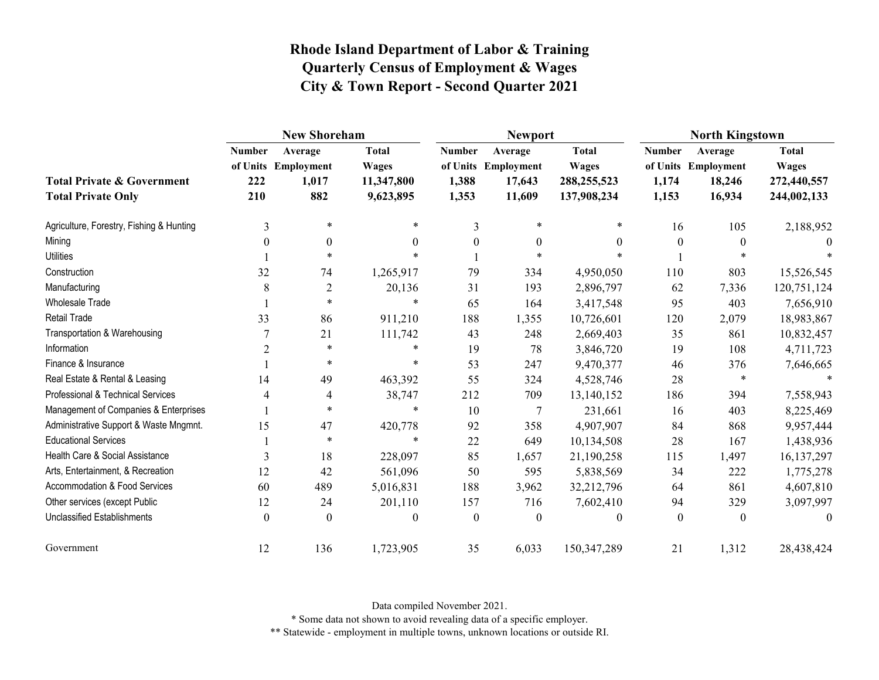# Rhode Island Department of Labor & Training
## Quarterly Census of Employment & Wages
## City & Town Report - Second Quarter 2021

| | New Shoreham | | | Newport | | | North Kingstown | | |
|---|---|---|---|---|---|---|---|---|---|
| | Number of Units | Average Employment | Total Wages | Number of Units | Average Employment | Total Wages | Number of Units | Average Employment | Total Wages |
| **Total Private & Government** | **222** | **1,017** | **11,347,800** | **1,388** | **17,643** | **288,255,523** | **1,174** | **18,246** | **272,440,557** |
| **Total Private Only** | **210** | **882** | **9,623,895** | **1,353** | **11,609** | **137,908,234** | **1,153** | **16,934** | **244,002,133** |
| Agriculture, Forestry, Fishing & Hunting | 3 | * | * | 3 | * | * | 16 | 105 | 2,188,952 |
| Mining | 0 | 0 | 0 | 0 | 0 | 0 | 0 | 0 | 0 |
| Utilities | 1 | * | * | 1 | * | * | 1 | * | * |
| Construction | 32 | 74 | 1,265,917 | 79 | 334 | 4,950,050 | 110 | 803 | 15,526,545 |
| Manufacturing | 8 | 2 | 20,136 | 31 | 193 | 2,896,797 | 62 | 7,336 | 120,751,124 |
| Wholesale Trade | 1 | * | * | 65 | 164 | 3,417,548 | 95 | 403 | 7,656,910 |
| Retail Trade | 33 | 86 | 911,210 | 188 | 1,355 | 10,726,601 | 120 | 2,079 | 18,983,867 |
| Transportation & Warehousing | 7 | 21 | 111,742 | 43 | 248 | 2,669,403 | 35 | 861 | 10,832,457 |
| Information | 2 | * | * | 19 | 78 | 3,846,720 | 19 | 108 | 4,711,723 |
| Finance & Insurance | 1 | * | * | 53 | 247 | 9,470,377 | 46 | 376 | 7,646,665 |
| Real Estate & Rental & Leasing | 14 | 49 | 463,392 | 55 | 324 | 4,528,746 | 28 | * | * |
| Professional & Technical Services | 4 | 4 | 38,747 | 212 | 709 | 13,140,152 | 186 | 394 | 7,558,943 |
| Management of Companies & Enterprises | 1 | * | * | 10 | 7 | 231,661 | 16 | 403 | 8,225,469 |
| Administrative Support & Waste Mngmnt. | 15 | 47 | 420,778 | 92 | 358 | 4,907,907 | 84 | 868 | 9,957,444 |
| Educational Services | 1 | * | * | 22 | 649 | 10,134,508 | 28 | 167 | 1,438,936 |
| Health Care & Social Assistance | 3 | 18 | 228,097 | 85 | 1,657 | 21,190,258 | 115 | 1,497 | 16,137,297 |
| Arts, Entertainment, & Recreation | 12 | 42 | 561,096 | 50 | 595 | 5,838,569 | 34 | 222 | 1,775,278 |
| Accommodation & Food Services | 60 | 489 | 5,016,831 | 188 | 3,962 | 32,212,796 | 64 | 861 | 4,607,810 |
| Other services (except Public | 12 | 24 | 201,110 | 157 | 716 | 7,602,410 | 94 | 329 | 3,097,997 |
| Unclassified Establishments | 0 | 0 | 0 | 0 | 0 | 0 | 0 | 0 | 0 |
| Government | 12 | 136 | 1,723,905 | 35 | 6,033 | 150,347,289 | 21 | 1,312 | 28,438,424 |

Data compiled November 2021.

* Some data not shown to avoid revealing data of a specific employer.

** Statewide - employment in multiple towns, unknown locations or outside RI.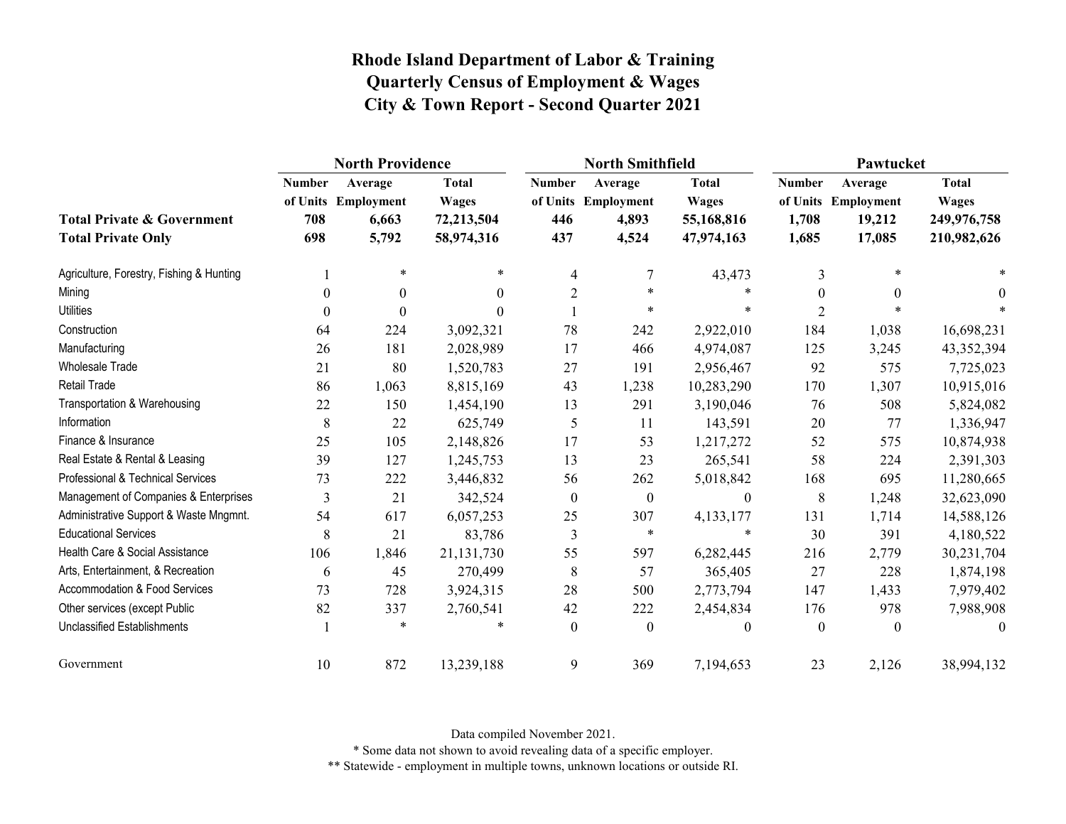# Rhode Island Department of Labor & Training
## Quarterly Census of Employment & Wages
## City & Town Report - Second Quarter 2021

| | North Providence | | | North Smithfield | | | Pawtucket | | |
|---|---|---|---|---|---|---|---|---|---|
| | Number of Units | Average Employment | Total Wages | Number of Units | Average Employment | Total Wages | Number of Units | Average Employment | Total Wages |
| **Total Private & Government** | **708** | **6,663** | **72,213,504** | **446** | **4,893** | **55,168,816** | **1,708** | **19,212** | **249,976,758** |
| **Total Private Only** | **698** | **5,792** | **58,974,316** | **437** | **4,524** | **47,974,163** | **1,685** | **17,085** | **210,982,626** |
| Agriculture, Forestry, Fishing & Hunting | 1 | * | * | 4 | 7 | 43,473 | 3 | * | * |
| Mining | 0 | 0 | 0 | 2 | * | * | 0 | 0 | 0 |
| Utilities | 0 | 0 | 0 | 1 | * | * | 2 | * | * |
| Construction | 64 | 224 | 3,092,321 | 78 | 242 | 2,922,010 | 184 | 1,038 | 16,698,231 |
| Manufacturing | 26 | 181 | 2,028,989 | 17 | 466 | 4,974,087 | 125 | 3,245 | 43,352,394 |
| Wholesale Trade | 21 | 80 | 1,520,783 | 27 | 191 | 2,956,467 | 92 | 575 | 7,725,023 |
| Retail Trade | 86 | 1,063 | 8,815,169 | 43 | 1,238 | 10,283,290 | 170 | 1,307 | 10,915,016 |
| Transportation & Warehousing | 22 | 150 | 1,454,190 | 13 | 291 | 3,190,046 | 76 | 508 | 5,824,082 |
| Information | 8 | 22 | 625,749 | 5 | 11 | 143,591 | 20 | 77 | 1,336,947 |
| Finance & Insurance | 25 | 105 | 2,148,826 | 17 | 53 | 1,217,272 | 52 | 575 | 10,874,938 |
| Real Estate & Rental & Leasing | 39 | 127 | 1,245,753 | 13 | 23 | 265,541 | 58 | 224 | 2,391,303 |
| Professional & Technical Services | 73 | 222 | 3,446,832 | 56 | 262 | 5,018,842 | 168 | 695 | 11,280,665 |
| Management of Companies & Enterprises | 3 | 21 | 342,524 | 0 | 0 | 0 | 8 | 1,248 | 32,623,090 |
| Administrative Support & Waste Mngmnt. | 54 | 617 | 6,057,253 | 25 | 307 | 4,133,177 | 131 | 1,714 | 14,588,126 |
| Educational Services | 8 | 21 | 83,786 | 3 | * | * | 30 | 391 | 4,180,522 |
| Health Care & Social Assistance | 106 | 1,846 | 21,131,730 | 55 | 597 | 6,282,445 | 216 | 2,779 | 30,231,704 |
| Arts, Entertainment, & Recreation | 6 | 45 | 270,499 | 8 | 57 | 365,405 | 27 | 228 | 1,874,198 |
| Accommodation & Food Services | 73 | 728 | 3,924,315 | 28 | 500 | 2,773,794 | 147 | 1,433 | 7,979,402 |
| Other services (except Public | 82 | 337 | 2,760,541 | 42 | 222 | 2,454,834 | 176 | 978 | 7,988,908 |
| Unclassified Establishments | 1 | * | * | 0 | 0 | 0 | 0 | 0 | 0 |
| Government | 10 | 872 | 13,239,188 | 9 | 369 | 7,194,653 | 23 | 2,126 | 38,994,132 |

Data compiled November 2021.

* Some data not shown to avoid revealing data of a specific employer.

** Statewide - employment in multiple towns, unknown locations or outside RI.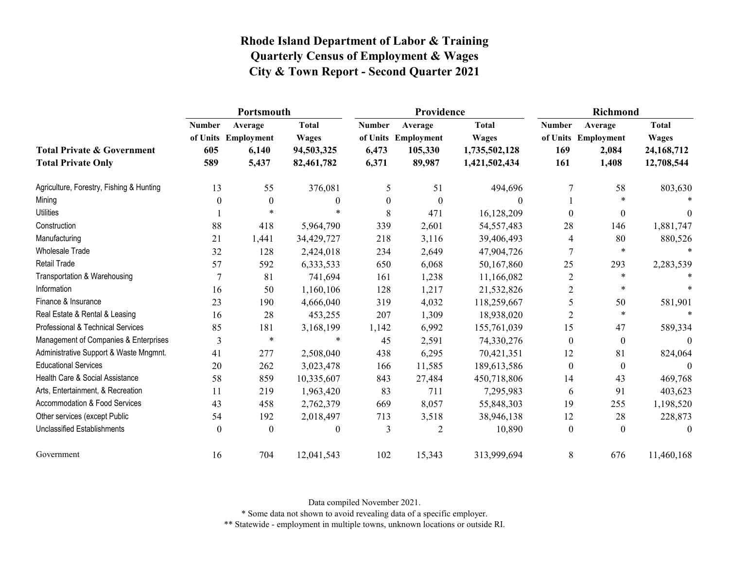# Rhode Island Department of Labor & Training
## Quarterly Census of Employment & Wages
## City & Town Report - Second Quarter 2021

| | Portsmouth | | | Providence | | | Richmond | | |
|---|---|---|---|---|---|---|---|---|---|
| | Number of Units | Average Employment | Total Wages | Number of Units | Average Employment | Total Wages | Number of Units | Average Employment | Total Wages |
| **Total Private & Government** | **605** | **6,140** | **94,503,325** | **6,473** | **105,330** | **1,735,502,128** | **169** | **2,084** | **24,168,712** |
| **Total Private Only** | **589** | **5,437** | **82,461,782** | **6,371** | **89,987** | **1,421,502,434** | **161** | **1,408** | **12,708,544** |
| Agriculture, Forestry, Fishing & Hunting | 13 | 55 | 376,081 | 5 | 51 | 494,696 | 7 | 58 | 803,630 |
| Mining | 0 | 0 | 0 | 0 | 0 | 0 | 1 | * | * |
| Utilities | 1 | * | * | 8 | 471 | 16,128,209 | 0 | 0 | 0 |
| Construction | 88 | 418 | 5,964,790 | 339 | 2,601 | 54,557,483 | 28 | 146 | 1,881,747 |
| Manufacturing | 21 | 1,441 | 34,429,727 | 218 | 3,116 | 39,406,493 | 4 | 80 | 880,526 |
| Wholesale Trade | 32 | 128 | 2,424,018 | 234 | 2,649 | 47,904,726 | 7 | * | * |
| Retail Trade | 57 | 592 | 6,333,533 | 650 | 6,068 | 50,167,860 | 25 | 293 | 2,283,539 |
| Transportation & Warehousing | 7 | 81 | 741,694 | 161 | 1,238 | 11,166,082 | 2 | * | * |
| Information | 16 | 50 | 1,160,106 | 128 | 1,217 | 21,532,826 | 2 | * | * |
| Finance & Insurance | 23 | 190 | 4,666,040 | 319 | 4,032 | 118,259,667 | 5 | 50 | 581,901 |
| Real Estate & Rental & Leasing | 16 | 28 | 453,255 | 207 | 1,309 | 18,938,020 | 2 | * | * |
| Professional & Technical Services | 85 | 181 | 3,168,199 | 1,142 | 6,992 | 155,761,039 | 15 | 47 | 589,334 |
| Management of Companies & Enterprises | 3 | * | * | 45 | 2,591 | 74,330,276 | 0 | 0 | 0 |
| Administrative Support & Waste Mngmnt. | 41 | 277 | 2,508,040 | 438 | 6,295 | 70,421,351 | 12 | 81 | 824,064 |
| Educational Services | 20 | 262 | 3,023,478 | 166 | 11,585 | 189,613,586 | 0 | 0 | 0 |
| Health Care & Social Assistance | 58 | 859 | 10,335,607 | 843 | 27,484 | 450,718,806 | 14 | 43 | 469,768 |
| Arts, Entertainment, & Recreation | 11 | 219 | 1,963,420 | 83 | 711 | 7,295,983 | 6 | 91 | 403,623 |
| Accommodation & Food Services | 43 | 458 | 2,762,379 | 669 | 8,057 | 55,848,303 | 19 | 255 | 1,198,520 |
| Other services (except Public | 54 | 192 | 2,018,497 | 713 | 3,518 | 38,946,138 | 12 | 28 | 228,873 |
| Unclassified Establishments | 0 | 0 | 0 | 3 | 2 | 10,890 | 0 | 0 | 0 |
| Government | 16 | 704 | 12,041,543 | 102 | 15,343 | 313,999,694 | 8 | 676 | 11,460,168 |

Data compiled November 2021.

* Some data not shown to avoid revealing data of a specific employer.

** Statewide - employment in multiple towns, unknown locations or outside RI.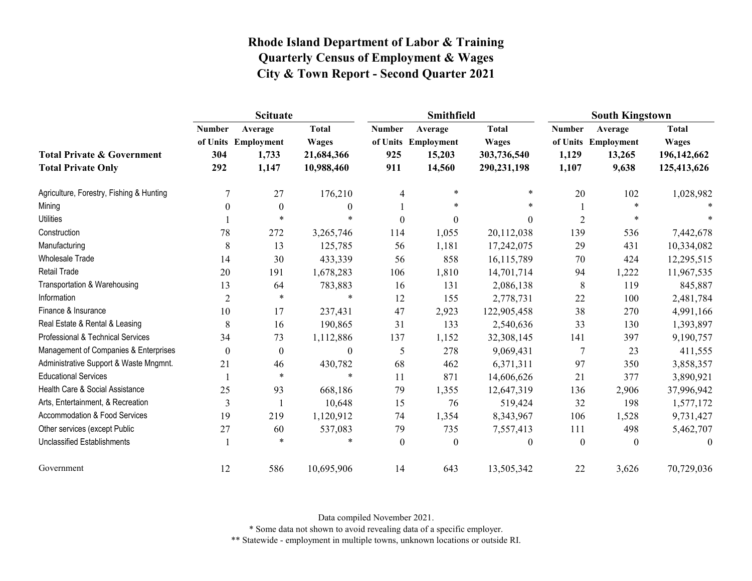# Rhode Island Department of Labor & Training
# Quarterly Census of Employment & Wages
# City & Town Report - Second Quarter 2021

| | Scituate | | | Smithfield | | | South Kingstown | | |
|---|---|---|---|---|---|---|---|---|---|
| | Number of Units | Average Employment | Total Wages | Number of Units | Average Employment | Total Wages | Number of Units | Average Employment | Total Wages |
| **Total Private & Government** | **304** | **1,733** | **21,684,366** | **925** | **15,203** | **303,736,540** | **1,129** | **13,265** | **196,142,662** |
| **Total Private Only** | **292** | **1,147** | **10,988,460** | **911** | **14,560** | **290,231,198** | **1,107** | **9,638** | **125,413,626** |
| Agriculture, Forestry, Fishing & Hunting | 7 | 27 | 176,210 | 4 | * | * | 20 | 102 | 1,028,982 |
| Mining | 0 | 0 | 0 | 1 | * | * | 1 | * | * |
| Utilities | 1 | * | * | 0 | 0 | 0 | 2 | * | * |
| Construction | 78 | 272 | 3,265,746 | 114 | 1,055 | 20,112,038 | 139 | 536 | 7,442,678 |
| Manufacturing | 8 | 13 | 125,785 | 56 | 1,181 | 17,242,075 | 29 | 431 | 10,334,082 |
| Wholesale Trade | 14 | 30 | 433,339 | 56 | 858 | 16,115,789 | 70 | 424 | 12,295,515 |
| Retail Trade | 20 | 191 | 1,678,283 | 106 | 1,810 | 14,701,714 | 94 | 1,222 | 11,967,535 |
| Transportation & Warehousing | 13 | 64 | 783,883 | 16 | 131 | 2,086,138 | 8 | 119 | 845,887 |
| Information | 2 | * | * | 12 | 155 | 2,778,731 | 22 | 100 | 2,481,784 |
| Finance & Insurance | 10 | 17 | 237,431 | 47 | 2,923 | 122,905,458 | 38 | 270 | 4,991,166 |
| Real Estate & Rental & Leasing | 8 | 16 | 190,865 | 31 | 133 | 2,540,636 | 33 | 130 | 1,393,897 |
| Professional & Technical Services | 34 | 73 | 1,112,886 | 137 | 1,152 | 32,308,145 | 141 | 397 | 9,190,757 |
| Management of Companies & Enterprises | 0 | 0 | 0 | 5 | 278 | 9,069,431 | 7 | 23 | 411,555 |
| Administrative Support & Waste Mngmnt. | 21 | 46 | 430,782 | 68 | 462 | 6,371,311 | 97 | 350 | 3,858,357 |
| Educational Services | 1 | * | * | 11 | 871 | 14,606,626 | 21 | 377 | 3,890,921 |
| Health Care & Social Assistance | 25 | 93 | 668,186 | 79 | 1,355 | 12,647,319 | 136 | 2,906 | 37,996,942 |
| Arts, Entertainment, & Recreation | 3 | 1 | 10,648 | 15 | 76 | 519,424 | 32 | 198 | 1,577,172 |
| Accommodation & Food Services | 19 | 219 | 1,120,912 | 74 | 1,354 | 8,343,967 | 106 | 1,528 | 9,731,427 |
| Other services (except Public | 27 | 60 | 537,083 | 79 | 735 | 7,557,413 | 111 | 498 | 5,462,707 |
| Unclassified Establishments | 1 | * | * | 0 | 0 | 0 | 0 | 0 | 0 |
| Government | 12 | 586 | 10,695,906 | 14 | 643 | 13,505,342 | 22 | 3,626 | 70,729,036 |

Data compiled November 2021.

* Some data not shown to avoid revealing data of a specific employer.

** Statewide - employment in multiple towns, unknown locations or outside RI.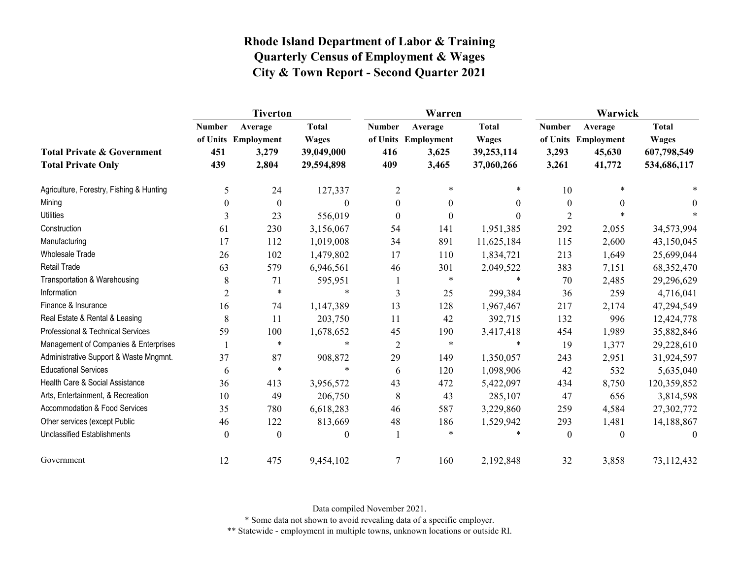# Rhode Island Department of Labor & Training
## Quarterly Census of Employment & Wages
## City & Town Report - Second Quarter 2021

| | Tiverton | | | Warren | | | Warwick | | |
|---|---|---|---|---|---|---|---|---|---|
| | Number of Units | Average Employment | Total Wages | Number of Units | Average Employment | Total Wages | Number of Units | Average Employment | Total Wages |
| **Total Private & Government** | **451** | **3,279** | **39,049,000** | **416** | **3,625** | **39,253,114** | **3,293** | **45,630** | **607,798,549** |
| **Total Private Only** | **439** | **2,804** | **29,594,898** | **409** | **3,465** | **37,060,266** | **3,261** | **41,772** | **534,686,117** |
| Agriculture, Forestry, Fishing & Hunting | 5 | 24 | 127,337 | 2 | * | * | 10 | * | * |
| Mining | 0 | 0 | 0 | 0 | 0 | 0 | 0 | 0 | 0 |
| Utilities | 3 | 23 | 556,019 | 0 | 0 | 0 | 2 | * | * |
| Construction | 61 | 230 | 3,156,067 | 54 | 141 | 1,951,385 | 292 | 2,055 | 34,573,994 |
| Manufacturing | 17 | 112 | 1,019,008 | 34 | 891 | 11,625,184 | 115 | 2,600 | 43,150,045 |
| Wholesale Trade | 26 | 102 | 1,479,802 | 17 | 110 | 1,834,721 | 213 | 1,649 | 25,699,044 |
| Retail Trade | 63 | 579 | 6,946,561 | 46 | 301 | 2,049,522 | 383 | 7,151 | 68,352,470 |
| Transportation & Warehousing | 8 | 71 | 595,951 | 1 | * | * | 70 | 2,485 | 29,296,629 |
| Information | 2 | * | * | 3 | 25 | 299,384 | 36 | 259 | 4,716,041 |
| Finance & Insurance | 16 | 74 | 1,147,389 | 13 | 128 | 1,967,467 | 217 | 2,174 | 47,294,549 |
| Real Estate & Rental & Leasing | 8 | 11 | 203,750 | 11 | 42 | 392,715 | 132 | 996 | 12,424,778 |
| Professional & Technical Services | 59 | 100 | 1,678,652 | 45 | 190 | 3,417,418 | 454 | 1,989 | 35,882,846 |
| Management of Companies & Enterprises | 1 | * | * | 2 | * | * | 19 | 1,377 | 29,228,610 |
| Administrative Support & Waste Mngmnt. | 37 | 87 | 908,872 | 29 | 149 | 1,350,057 | 243 | 2,951 | 31,924,597 |
| Educational Services | 6 | * | * | 6 | 120 | 1,098,906 | 42 | 532 | 5,635,040 |
| Health Care & Social Assistance | 36 | 413 | 3,956,572 | 43 | 472 | 5,422,097 | 434 | 8,750 | 120,359,852 |
| Arts, Entertainment, & Recreation | 10 | 49 | 206,750 | 8 | 43 | 285,107 | 47 | 656 | 3,814,598 |
| Accommodation & Food Services | 35 | 780 | 6,618,283 | 46 | 587 | 3,229,860 | 259 | 4,584 | 27,302,772 |
| Other services (except Public | 46 | 122 | 813,669 | 48 | 186 | 1,529,942 | 293 | 1,481 | 14,188,867 |
| Unclassified Establishments | 0 | 0 | 0 | 1 | * | * | 0 | 0 | 0 |
| Government | 12 | 475 | 9,454,102 | 7 | 160 | 2,192,848 | 32 | 3,858 | 73,112,432 |

Data compiled November 2021.

* Some data not shown to avoid revealing data of a specific employer.

** Statewide - employment in multiple towns, unknown locations or outside RI.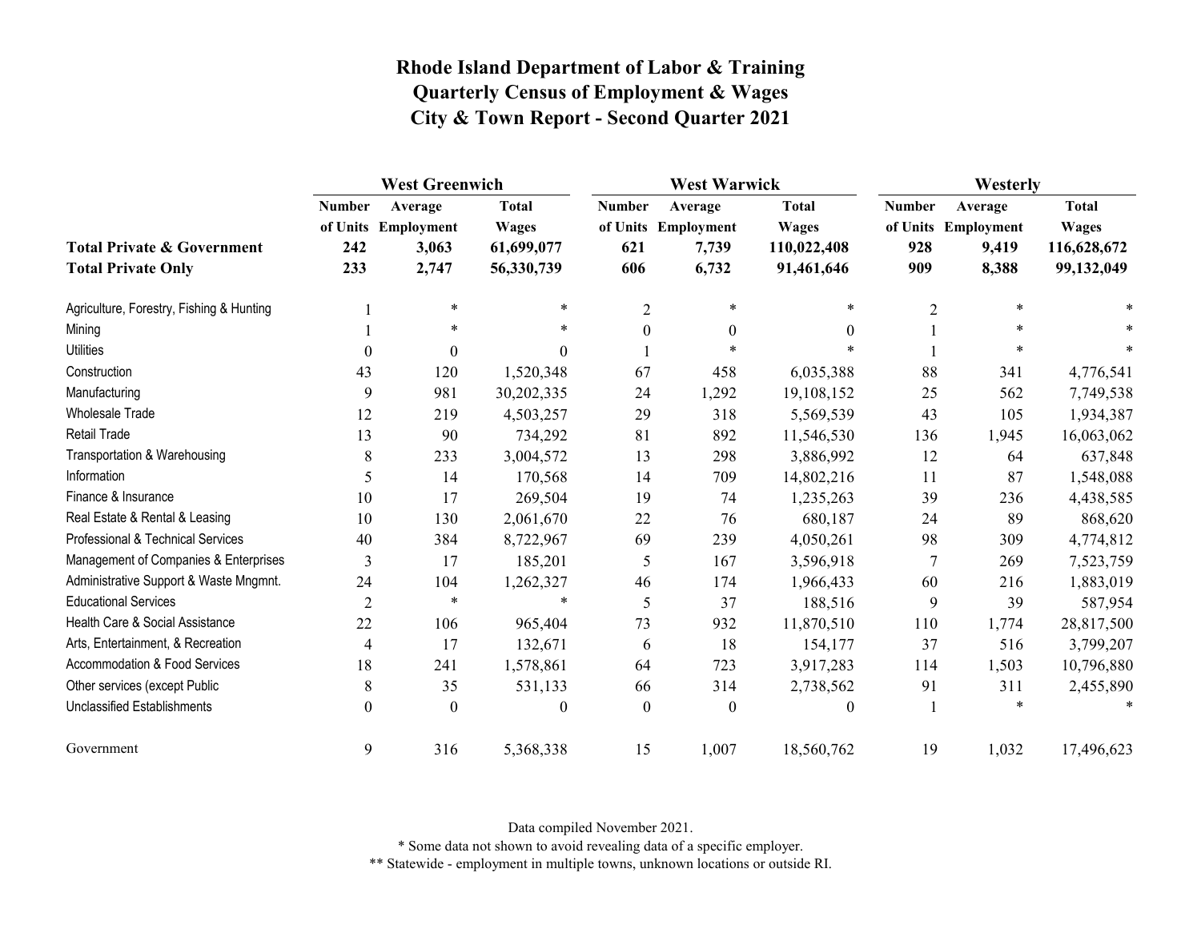# Rhode Island Department of Labor & Training
## Quarterly Census of Employment & Wages
## City & Town Report - Second Quarter 2021

| | West Greenwich | | | West Warwick | | | Westerly | | |
|---|---|---|---|---|---|---|---|---|---|
| | Number of Units | Average Employment | Total Wages | Number of Units | Average Employment | Total Wages | Number of Units | Average Employment | Total Wages |
| **Total Private & Government** | **242** | **3,063** | **61,699,077** | **621** | **7,739** | **110,022,408** | **928** | **9,419** | **116,628,672** |
| **Total Private Only** | **233** | **2,747** | **56,330,739** | **606** | **6,732** | **91,461,646** | **909** | **8,388** | **99,132,049** |
| Agriculture, Forestry, Fishing & Hunting | 1 | * | * | 2 | * | * | 2 | * | * |
| Mining | 1 | * | * | 0 | 0 | 0 | 1 | * | * |
| Utilities | 0 | 0 | 0 | 1 | * | * | 1 | * | * |
| Construction | 43 | 120 | 1,520,348 | 67 | 458 | 6,035,388 | 88 | 341 | 4,776,541 |
| Manufacturing | 9 | 981 | 30,202,335 | 24 | 1,292 | 19,108,152 | 25 | 562 | 7,749,538 |
| Wholesale Trade | 12 | 219 | 4,503,257 | 29 | 318 | 5,569,539 | 43 | 105 | 1,934,387 |
| Retail Trade | 13 | 90 | 734,292 | 81 | 892 | 11,546,530 | 136 | 1,945 | 16,063,062 |
| Transportation & Warehousing | 8 | 233 | 3,004,572 | 13 | 298 | 3,886,992 | 12 | 64 | 637,848 |
| Information | 5 | 14 | 170,568 | 14 | 709 | 14,802,216 | 11 | 87 | 1,548,088 |
| Finance & Insurance | 10 | 17 | 269,504 | 19 | 74 | 1,235,263 | 39 | 236 | 4,438,585 |
| Real Estate & Rental & Leasing | 10 | 130 | 2,061,670 | 22 | 76 | 680,187 | 24 | 89 | 868,620 |
| Professional & Technical Services | 40 | 384 | 8,722,967 | 69 | 239 | 4,050,261 | 98 | 309 | 4,774,812 |
| Management of Companies & Enterprises | 3 | 17 | 185,201 | 5 | 167 | 3,596,918 | 7 | 269 | 7,523,759 |
| Administrative Support & Waste Mngmnt. | 24 | 104 | 1,262,327 | 46 | 174 | 1,966,433 | 60 | 216 | 1,883,019 |
| Educational Services | 2 | * | * | 5 | 37 | 188,516 | 9 | 39 | 587,954 |
| Health Care & Social Assistance | 22 | 106 | 965,404 | 73 | 932 | 11,870,510 | 110 | 1,774 | 28,817,500 |
| Arts, Entertainment, & Recreation | 4 | 17 | 132,671 | 6 | 18 | 154,177 | 37 | 516 | 3,799,207 |
| Accommodation & Food Services | 18 | 241 | 1,578,861 | 64 | 723 | 3,917,283 | 114 | 1,503 | 10,796,880 |
| Other services (except Public | 8 | 35 | 531,133 | 66 | 314 | 2,738,562 | 91 | 311 | 2,455,890 |
| Unclassified Establishments | 0 | 0 | 0 | 0 | 0 | 0 | 1 | * | * |
| Government | 9 | 316 | 5,368,338 | 15 | 1,007 | 18,560,762 | 19 | 1,032 | 17,496,623 |

Data compiled November 2021.

* Some data not shown to avoid revealing data of a specific employer.

** Statewide - employment in multiple towns, unknown locations or outside RI.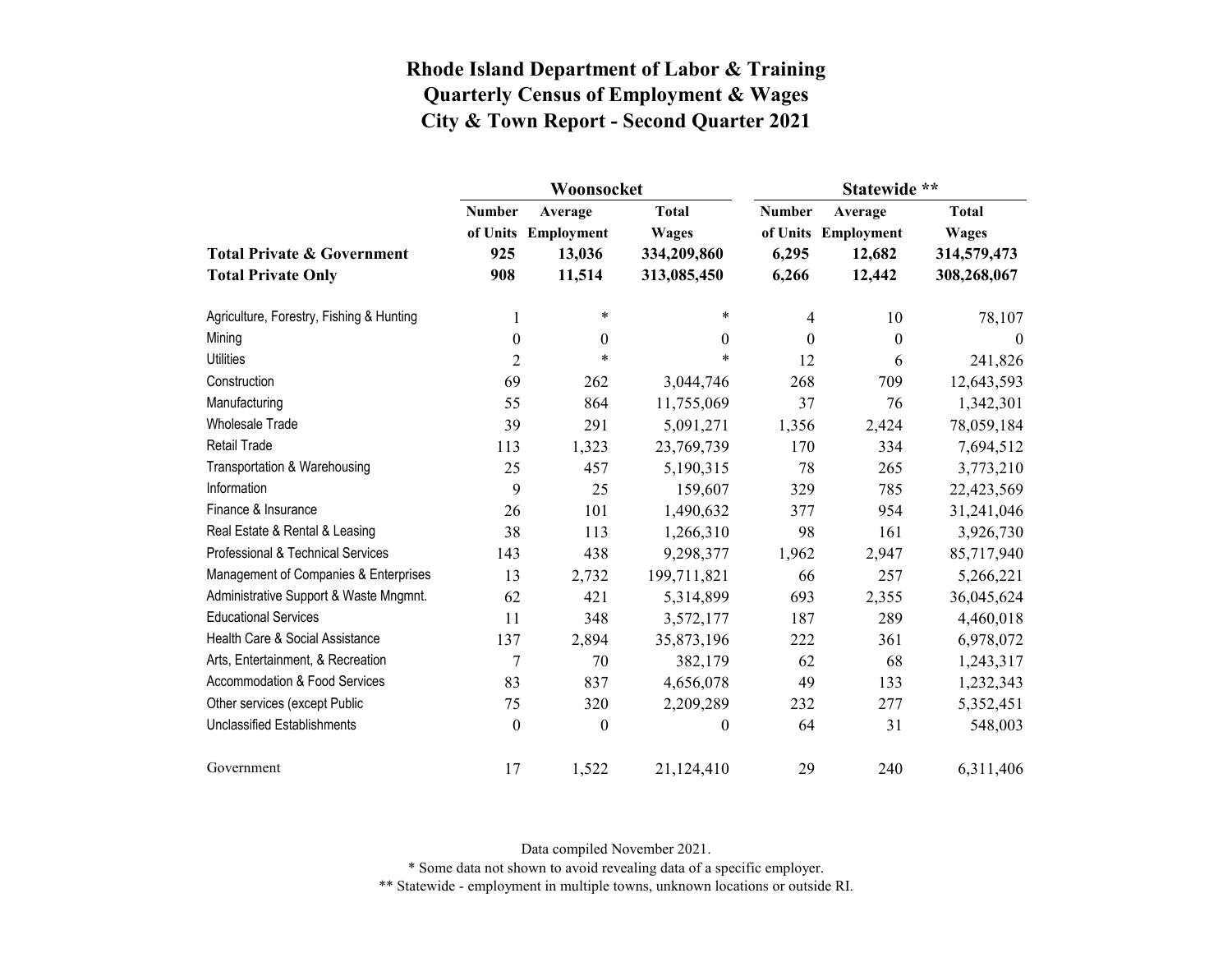# Rhode Island Department of Labor & Training
## Quarterly Census of Employment & Wages
## City & Town Report - Second Quarter 2021

| | Woonsocket | | | Statewide ** | | |
|---|---|---|---|---|---|---|
| | Number of Units | Average Employment | Total Wages | Number of Units | Average Employment | Total Wages |
| **Total Private & Government** | **925** | **13,036** | **334,209,860** | **6,295** | **12,682** | **314,579,473** |
| **Total Private Only** | **908** | **11,514** | **313,085,450** | **6,266** | **12,442** | **308,268,067** |
| Agriculture, Forestry, Fishing & Hunting | 1 | * | * | 4 | 10 | 78,107 |
| Mining | 0 | 0 | 0 | 0 | 0 | 0 |
| Utilities | 2 | * | * | 12 | 6 | 241,826 |
| Construction | 69 | 262 | 3,044,746 | 268 | 709 | 12,643,593 |
| Manufacturing | 55 | 864 | 11,755,069 | 37 | 76 | 1,342,301 |
| Wholesale Trade | 39 | 291 | 5,091,271 | 1,356 | 2,424 | 78,059,184 |
| Retail Trade | 113 | 1,323 | 23,769,739 | 170 | 334 | 7,694,512 |
| Transportation & Warehousing | 25 | 457 | 5,190,315 | 78 | 265 | 3,773,210 |
| Information | 9 | 25 | 159,607 | 329 | 785 | 22,423,569 |
| Finance & Insurance | 26 | 101 | 1,490,632 | 377 | 954 | 31,241,046 |
| Real Estate & Rental & Leasing | 38 | 113 | 1,266,310 | 98 | 161 | 3,926,730 |
| Professional & Technical Services | 143 | 438 | 9,298,377 | 1,962 | 2,947 | 85,717,940 |
| Management of Companies & Enterprises | 13 | 2,732 | 199,711,821 | 66 | 257 | 5,266,221 |
| Administrative Support & Waste Mngmnt. | 62 | 421 | 5,314,899 | 693 | 2,355 | 36,045,624 |
| Educational Services | 11 | 348 | 3,572,177 | 187 | 289 | 4,460,018 |
| Health Care & Social Assistance | 137 | 2,894 | 35,873,196 | 222 | 361 | 6,978,072 |
| Arts, Entertainment, & Recreation | 7 | 70 | 382,179 | 62 | 68 | 1,243,317 |
| Accommodation & Food Services | 83 | 837 | 4,656,078 | 49 | 133 | 1,232,343 |
| Other services (except Public | 75 | 320 | 2,209,289 | 232 | 277 | 5,352,451 |
| Unclassified Establishments | 0 | 0 | 0 | 64 | 31 | 548,003 |
| Government | 17 | 1,522 | 21,124,410 | 29 | 240 | 6,311,406 |

Data compiled November 2021.

* Some data not shown to avoid revealing data of a specific employer.

** Statewide - employment in multiple towns, unknown locations or outside RI.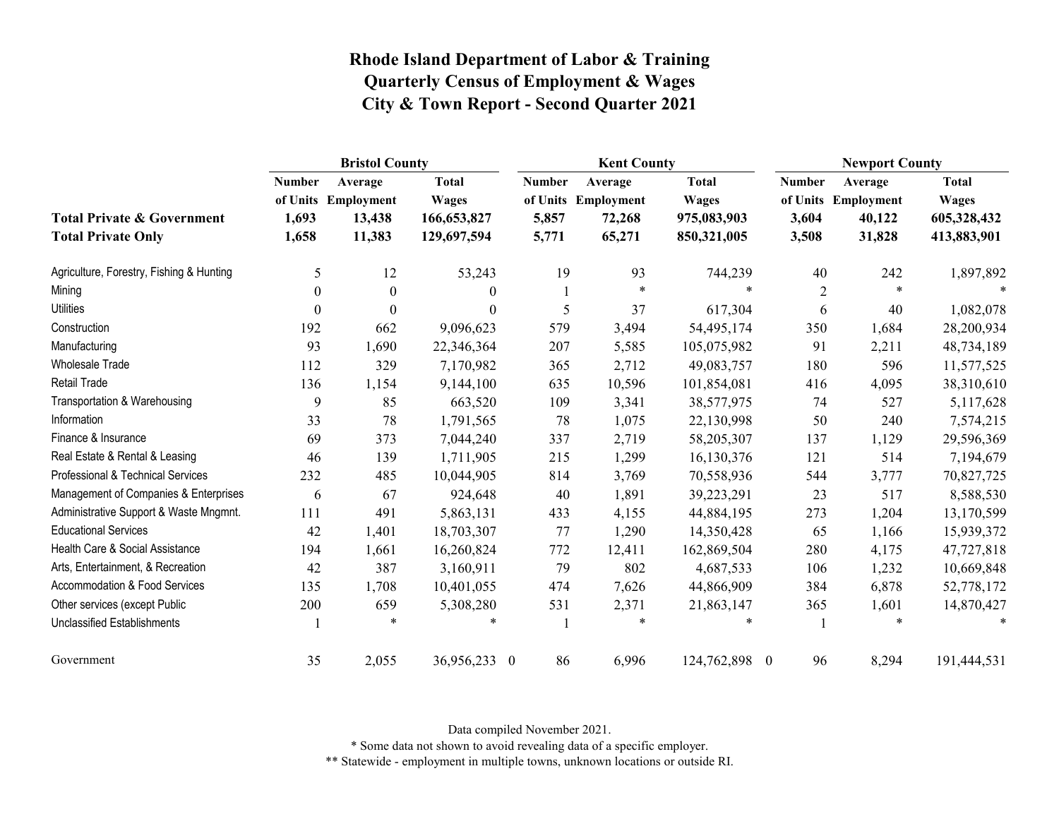# Rhode Island Department of Labor & Training
# Quarterly Census of Employment & Wages
# City & Town Report - Second Quarter 2021

| | Bristol County | | | Kent County | | | Newport County | | |
|---|---|---|---|---|---|---|---|---|---|
| | Number of Units | Average Employment | Total Wages | Number of Units | Average Employment | Total Wages | Number of Units | Average Employment | Total Wages |
| **Total Private & Government** | **1,693** | **13,438** | **166,653,827** | **5,857** | **72,268** | **975,083,903** | **3,604** | **40,122** | **605,328,432** |
| **Total Private Only** | **1,658** | **11,383** | **129,697,594** | **5,771** | **65,271** | **850,321,005** | **3,508** | **31,828** | **413,883,901** |
| Agriculture, Forestry, Fishing & Hunting | 5 | 12 | 53,243 | 19 | 93 | 744,239 | 40 | 242 | 1,897,892 |
| Mining | 0 | 0 | 0 | 1 | * | * | 2 | * | * |
| Utilities | 0 | 0 | 0 | 5 | 37 | 617,304 | 6 | 40 | 1,082,078 |
| Construction | 192 | 662 | 9,096,623 | 579 | 3,494 | 54,495,174 | 350 | 1,684 | 28,200,934 |
| Manufacturing | 93 | 1,690 | 22,346,364 | 207 | 5,585 | 105,075,982 | 91 | 2,211 | 48,734,189 |
| Wholesale Trade | 112 | 329 | 7,170,982 | 365 | 2,712 | 49,083,757 | 180 | 596 | 11,577,525 |
| Retail Trade | 136 | 1,154 | 9,144,100 | 635 | 10,596 | 101,854,081 | 416 | 4,095 | 38,310,610 |
| Transportation & Warehousing | 9 | 85 | 663,520 | 109 | 3,341 | 38,577,975 | 74 | 527 | 5,117,628 |
| Information | 33 | 78 | 1,791,565 | 78 | 1,075 | 22,130,998 | 50 | 240 | 7,574,215 |
| Finance & Insurance | 69 | 373 | 7,044,240 | 337 | 2,719 | 58,205,307 | 137 | 1,129 | 29,596,369 |
| Real Estate & Rental & Leasing | 46 | 139 | 1,711,905 | 215 | 1,299 | 16,130,376 | 121 | 514 | 7,194,679 |
| Professional & Technical Services | 232 | 485 | 10,044,905 | 814 | 3,769 | 70,558,936 | 544 | 3,777 | 70,827,725 |
| Management of Companies & Enterprises | 6 | 67 | 924,648 | 40 | 1,891 | 39,223,291 | 23 | 517 | 8,588,530 |
| Administrative Support & Waste Mngmnt. | 111 | 491 | 5,863,131 | 433 | 4,155 | 44,884,195 | 273 | 1,204 | 13,170,599 |
| Educational Services | 42 | 1,401 | 18,703,307 | 77 | 1,290 | 14,350,428 | 65 | 1,166 | 15,939,372 |
| Health Care & Social Assistance | 194 | 1,661 | 16,260,824 | 772 | 12,411 | 162,869,504 | 280 | 4,175 | 47,727,818 |
| Arts, Entertainment, & Recreation | 42 | 387 | 3,160,911 | 79 | 802 | 4,687,533 | 106 | 1,232 | 10,669,848 |
| Accommodation & Food Services | 135 | 1,708 | 10,401,055 | 474 | 7,626 | 44,866,909 | 384 | 6,878 | 52,778,172 |
| Other services (except Public | 200 | 659 | 5,308,280 | 531 | 2,371 | 21,863,147 | 365 | 1,601 | 14,870,427 |
| Unclassified Establishments | 1 | * | * | 1 | * | * | 1 | * | * |
| Government | 35 | 2,055 | 36,956,233 0 | 86 | 6,996 | 124,762,898 0 | 96 | 8,294 | 191,444,531 |

Data compiled November 2021.

* Some data not shown to avoid revealing data of a specific employer.

** Statewide - employment in multiple towns, unknown locations or outside RI.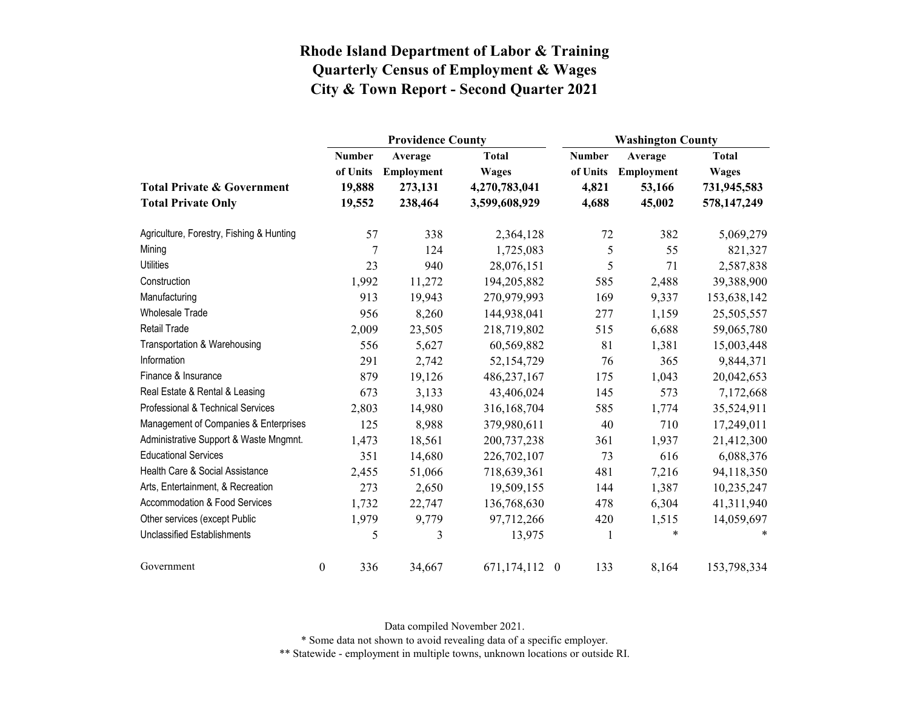# Rhode Island Department of Labor & Training
## Quarterly Census of Employment & Wages
## City & Town Report - Second Quarter 2021

| | | Providence County | | | | Washington County | | |
|---|---|---|---|---|---|---|---|---|
| | | Number of Units | Average Employment | Total Wages | | Number of Units | Average Employment | Total Wages |
| **Total Private & Government** | | **19,888** | **273,131** | **4,270,783,041** | | **4,821** | **53,166** | **731,945,583** |
| **Total Private Only** | | **19,552** | **238,464** | **3,599,608,929** | | **4,688** | **45,002** | **578,147,249** |
| Agriculture, Forestry, Fishing & Hunting | | 57 | 338 | 2,364,128 | | 72 | 382 | 5,069,279 |
| Mining | | 7 | 124 | 1,725,083 | | 5 | 55 | 821,327 |
| Utilities | | 23 | 940 | 28,076,151 | | 5 | 71 | 2,587,838 |
| Construction | | 1,992 | 11,272 | 194,205,882 | | 585 | 2,488 | 39,388,900 |
| Manufacturing | | 913 | 19,943 | 270,979,993 | | 169 | 9,337 | 153,638,142 |
| Wholesale Trade | | 956 | 8,260 | 144,938,041 | | 277 | 1,159 | 25,505,557 |
| Retail Trade | | 2,009 | 23,505 | 218,719,802 | | 515 | 6,688 | 59,065,780 |
| Transportation & Warehousing | | 556 | 5,627 | 60,569,882 | | 81 | 1,381 | 15,003,448 |
| Information | | 291 | 2,742 | 52,154,729 | | 76 | 365 | 9,844,371 |
| Finance & Insurance | | 879 | 19,126 | 486,237,167 | | 175 | 1,043 | 20,042,653 |
| Real Estate & Rental & Leasing | | 673 | 3,133 | 43,406,024 | | 145 | 573 | 7,172,668 |
| Professional & Technical Services | | 2,803 | 14,980 | 316,168,704 | | 585 | 1,774 | 35,524,911 |
| Management of Companies & Enterprises | | 125 | 8,988 | 379,980,611 | | 40 | 710 | 17,249,011 |
| Administrative Support & Waste Mngmnt. | | 1,473 | 18,561 | 200,737,238 | | 361 | 1,937 | 21,412,300 |
| Educational Services | | 351 | 14,680 | 226,702,107 | | 73 | 616 | 6,088,376 |
| Health Care & Social Assistance | | 2,455 | 51,066 | 718,639,361 | | 481 | 7,216 | 94,118,350 |
| Arts, Entertainment, & Recreation | | 273 | 2,650 | 19,509,155 | | 144 | 1,387 | 10,235,247 |
| Accommodation & Food Services | | 1,732 | 22,747 | 136,768,630 | | 478 | 6,304 | 41,311,940 |
| Other services (except Public | | 1,979 | 9,779 | 97,712,266 | | 420 | 1,515 | 14,059,697 |
| Unclassified Establishments | | 5 | 3 | 13,975 | | 1 | * | * |
| Government | 0 | 336 | 34,667 | 671,174,112 | 0 | 133 | 8,164 | 153,798,334 |

Data compiled November 2021.

* Some data not shown to avoid revealing data of a specific employer.

** Statewide - employment in multiple towns, unknown locations or outside RI.